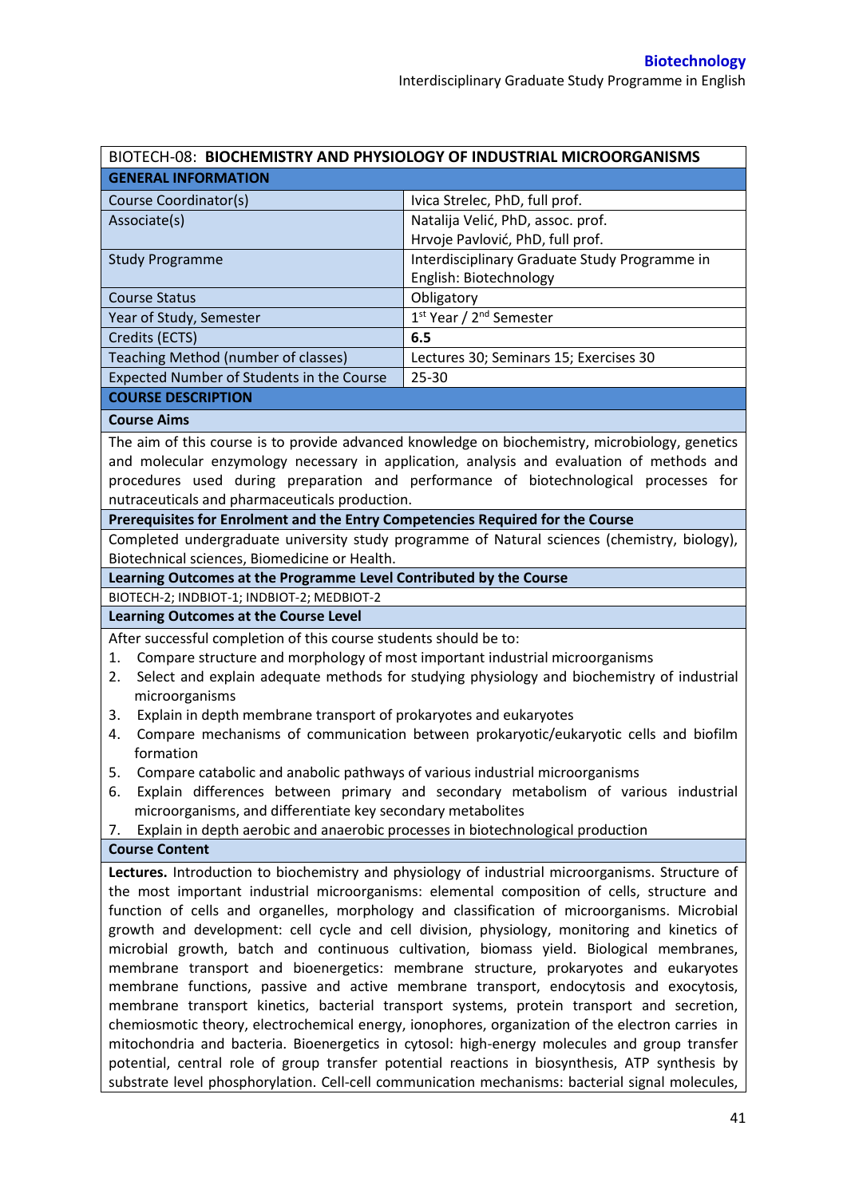| BIOTECH-08: **BIOCHEMISTRY AND PHYSIOLOGY OF INDUSTRIAL MICROORGANISMS** | |
|---|---|
| **GENERAL INFORMATION** | |
| Course Coordinator(s) | Ivica Strelec, PhD, full prof. |
| Associate(s) | Natalija Velić, PhD, assoc. prof.<br>Hrvoje Pavlović, PhD, full prof. |
| Study Programme | Interdisciplinary Graduate Study Programme in English: Biotechnology |
| Course Status | Obligatory |
| Year of Study, Semester | 1st Year / 2nd Semester |
| Credits (ECTS) | **6.5** |
| Teaching Method (number of classes) | Lectures 30; Seminars 15; Exercises 30 |
| Expected Number of Students in the Course | 25-30 |
| **COURSE DESCRIPTION** | |

**Course Aims**

The aim of this course is to provide advanced knowledge on biochemistry, microbiology, genetics and molecular enzymology necessary in application, analysis and evaluation of methods and procedures used during preparation and performance of biotechnological processes for nutraceuticals and pharmaceuticals production.

**Prerequisites for Enrolment and the Entry Competencies Required for the Course**

Completed undergraduate university study programme of Natural sciences (chemistry, biology), Biotechnical sciences, Biomedicine or Health.

**Learning Outcomes at the Programme Level Contributed by the Course**

BIOTECH-2; INDBIOT-1; INDBIOT-2; MEDBIOT-2

**Learning Outcomes at the Course Level**

After successful completion of this course students should be to:

1. Compare structure and morphology of most important industrial microorganisms
2. Select and explain adequate methods for studying physiology and biochemistry of industrial microorganisms
3. Explain in depth membrane transport of prokaryotes and eukaryotes
4. Compare mechanisms of communication between prokaryotic/eukaryotic cells and biofilm formation
5. Compare catabolic and anabolic pathways of various industrial microorganisms
6. Explain differences between primary and secondary metabolism of various industrial microorganisms, and differentiate key secondary metabolites
7. Explain in depth aerobic and anaerobic processes in biotechnological production

**Course Content**

**Lectures.** Introduction to biochemistry and physiology of industrial microorganisms. Structure of the most important industrial microorganisms: elemental composition of cells, structure and function of cells and organelles, morphology and classification of microorganisms. Microbial growth and development: cell cycle and cell division, physiology, monitoring and kinetics of microbial growth, batch and continuous cultivation, biomass yield. Biological membranes, membrane transport and bioenergetics: membrane structure, prokaryotes and eukaryotes membrane functions, passive and active membrane transport, endocytosis and exocytosis, membrane transport kinetics, bacterial transport systems, protein transport and secretion, chemiosmotic theory, electrochemical energy, ionophores, organization of the electron carries in mitochondria and bacteria. Bioenergetics in cytosol: high-energy molecules and group transfer potential, central role of group transfer potential reactions in biosynthesis, ATP synthesis by substrate level phosphorylation. Cell-cell communication mechanisms: bacterial signal molecules,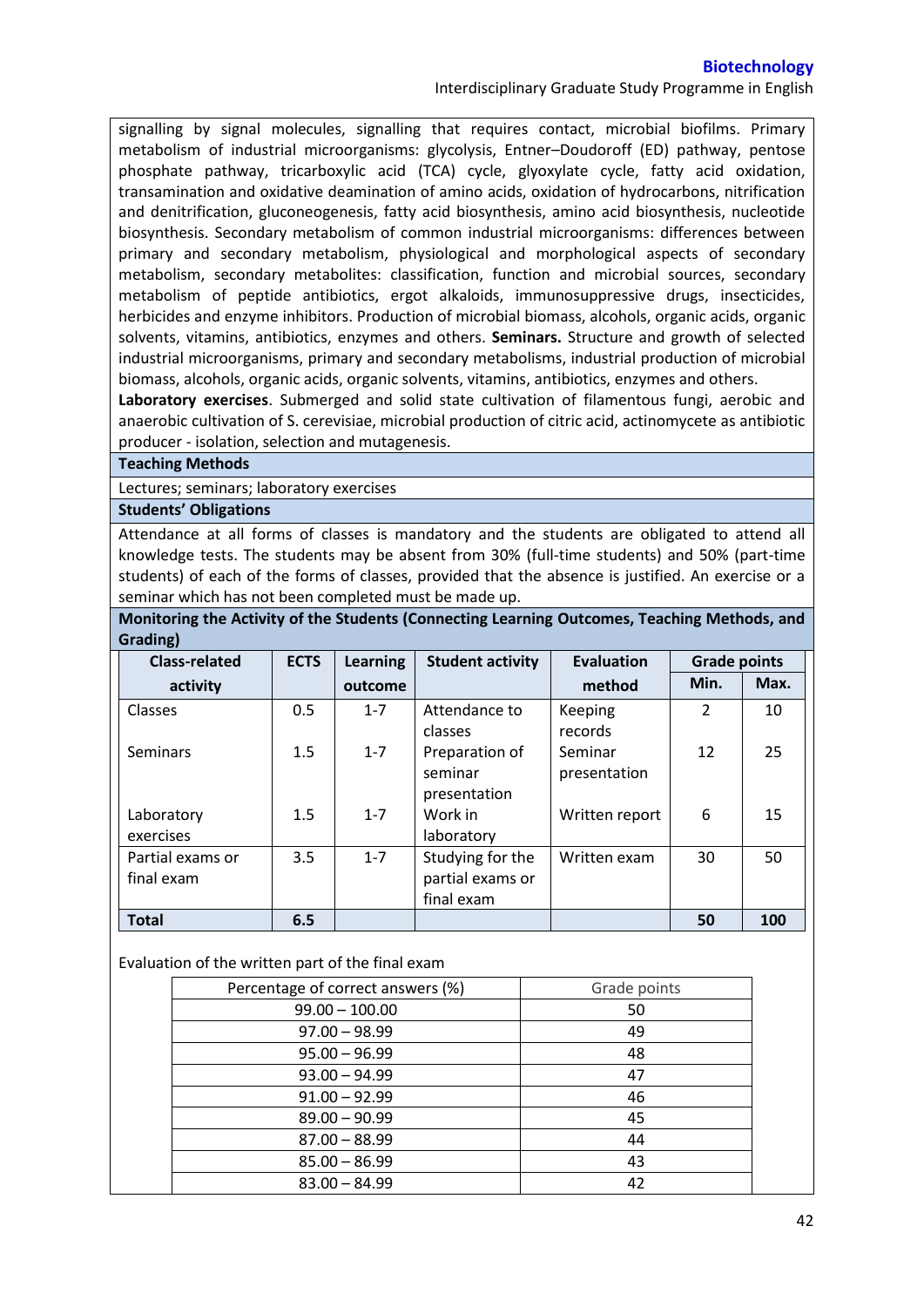signalling by signal molecules, signalling that requires contact, microbial biofilms. Primary metabolism of industrial microorganisms: glycolysis, Entner–Doudoroff (ED) pathway, pentose phosphate pathway, tricarboxylic acid (TCA) cycle, glyoxylate cycle, fatty acid oxidation, transamination and oxidative deamination of amino acids, oxidation of hydrocarbons, nitrification and denitrification, gluconeogenesis, fatty acid biosynthesis, amino acid biosynthesis, nucleotide biosynthesis. Secondary metabolism of common industrial microorganisms: differences between primary and secondary metabolism, physiological and morphological aspects of secondary metabolism, secondary metabolites: classification, function and microbial sources, secondary metabolism of peptide antibiotics, ergot alkaloids, immunosuppressive drugs, insecticides, herbicides and enzyme inhibitors. Production of microbial biomass, alcohols, organic acids, organic solvents, vitamins, antibiotics, enzymes and others. **Seminars.** Structure and growth of selected industrial microorganisms, primary and secondary metabolisms, industrial production of microbial biomass, alcohols, organic acids, organic solvents, vitamins, antibiotics, enzymes and others.

**Laboratory exercises**. Submerged and solid state cultivation of filamentous fungi, aerobic and anaerobic cultivation of S. cerevisiae, microbial production of citric acid, actinomycete as antibiotic producer - isolation, selection and mutagenesis.

**Teaching Methods**

Lectures; seminars; laboratory exercises

**Students' Obligations**

Attendance at all forms of classes is mandatory and the students are obligated to attend all knowledge tests. The students may be absent from 30% (full-time students) and 50% (part-time students) of each of the forms of classes, provided that the absence is justified. An exercise or a seminar which has not been completed must be made up.

**Monitoring the Activity of the Students (Connecting Learning Outcomes, Teaching Methods, and Grading)**

| Class-related activity | ECTS | Learning outcome | Student activity | Evaluation method | Grade points | |
|---|---|---|---|---|---|---|
| | | | | | Min. | Max. |
| Classes | 0.5 | 1-7 | Attendance to classes | Keeping records | 2 | 10 |
| Seminars | 1.5 | 1-7 | Preparation of seminar presentation | Seminar presentation | 12 | 25 |
| Laboratory exercises | 1.5 | 1-7 | Work in laboratory | Written report | 6 | 15 |
| Partial exams or final exam | 3.5 | 1-7 | Studying for the partial exams or final exam | Written exam | 30 | 50 |
| **Total** | **6.5** | | | | **50** | **100** |

Evaluation of the written part of the final exam

| Percentage of correct answers (%) | Grade points |
|---|---|
| 99.00 – 100.00 | 50 |
| 97.00 – 98.99 | 49 |
| 95.00 – 96.99 | 48 |
| 93.00 – 94.99 | 47 |
| 91.00 – 92.99 | 46 |
| 89.00 – 90.99 | 45 |
| 87.00 – 88.99 | 44 |
| 85.00 – 86.99 | 43 |
| 83.00 – 84.99 | 42 |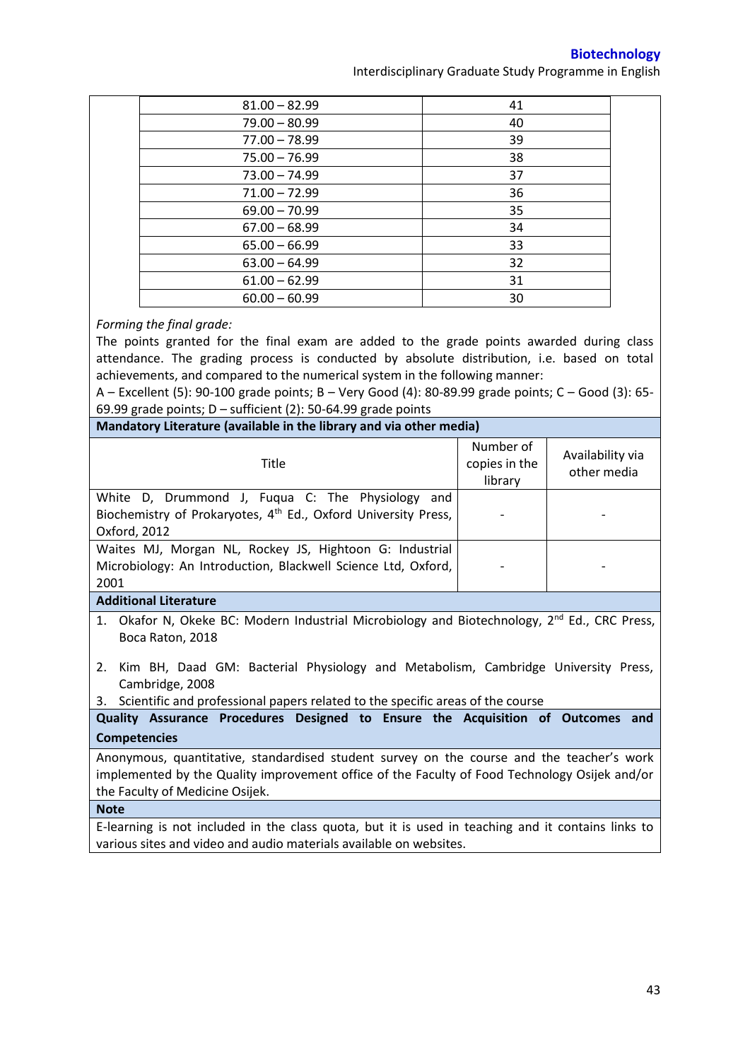| | |
|---|---|
| 81.00 – 82.99 | 41 |
| 79.00 – 80.99 | 40 |
| 77.00 – 78.99 | 39 |
| 75.00 – 76.99 | 38 |
| 73.00 – 74.99 | 37 |
| 71.00 – 72.99 | 36 |
| 69.00 – 70.99 | 35 |
| 67.00 – 68.99 | 34 |
| 65.00 – 66.99 | 33 |
| 63.00 – 64.99 | 32 |
| 61.00 – 62.99 | 31 |
| 60.00 – 60.99 | 30 |

*Forming the final grade:*

The points granted for the final exam are added to the grade points awarded during class attendance. The grading process is conducted by absolute distribution, i.e. based on total achievements, and compared to the numerical system in the following manner:

A – Excellent (5): 90-100 grade points; B – Very Good (4): 80-89.99 grade points; C – Good (3): 65-69.99 grade points; D – sufficient (2): 50-64.99 grade points

**Mandatory Literature (available in the library and via other media)**

| Title | Number of copies in the library | Availability via other media |
|---|---|---|
| White D, Drummond J, Fuqua C: The Physiology and Biochemistry of Prokaryotes, 4th Ed., Oxford University Press, Oxford, 2012 | - | - |
| Waites MJ, Morgan NL, Rockey JS, Hightoon G: Industrial Microbiology: An Introduction, Blackwell Science Ltd, Oxford, 2001 | - | - |

**Additional Literature**

1. Okafor N, Okeke BC: Modern Industrial Microbiology and Biotechnology, 2nd Ed., CRC Press, Boca Raton, 2018
2. Kim BH, Daad GM: Bacterial Physiology and Metabolism, Cambridge University Press, Cambridge, 2008
3. Scientific and professional papers related to the specific areas of the course

**Quality Assurance Procedures Designed to Ensure the Acquisition of Outcomes and Competencies**

Anonymous, quantitative, standardised student survey on the course and the teacher's work implemented by the Quality improvement office of the Faculty of Food Technology Osijek and/or the Faculty of Medicine Osijek.

**Note**

E-learning is not included in the class quota, but it is used in teaching and it contains links to various sites and video and audio materials available on websites.